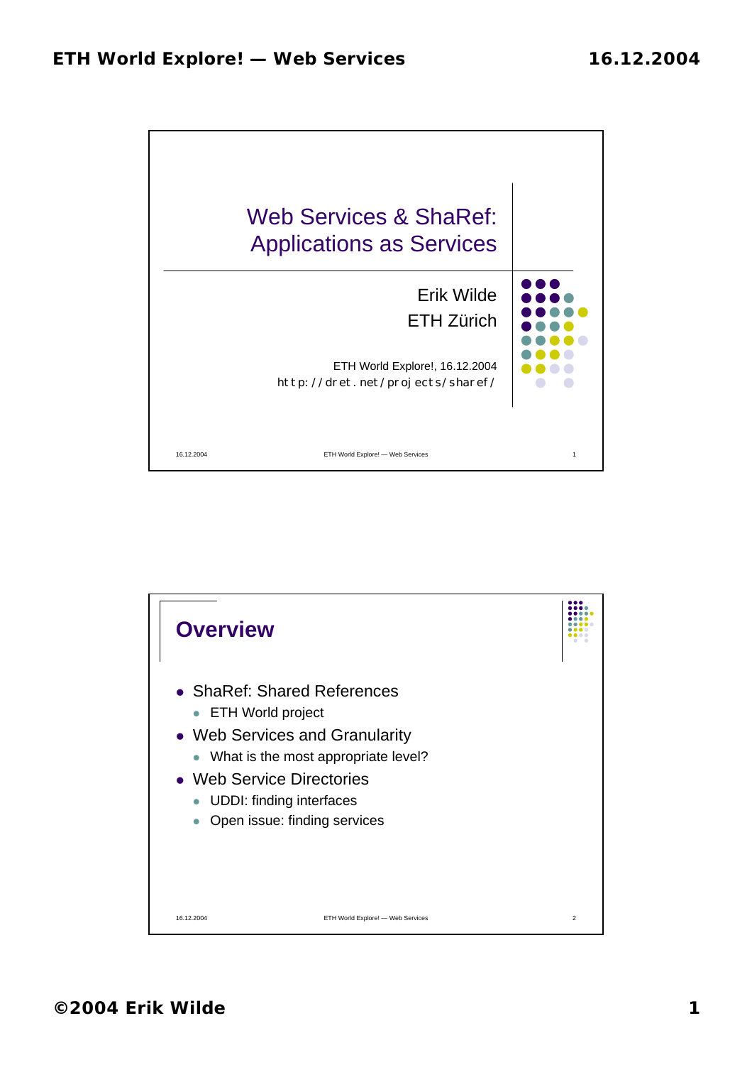# Web Services & ShaRef: Applications as Services

Erik Wilde
ETH Zürich

ETH World Explore!, 16.12.2004
http://dret.net/projects/sharef/

## Overview

- ShaRef: Shared References
  - ETH World project
- Web Services and Granularity
  - What is the most appropriate level?
- Web Service Directories
  - UDDI: finding interfaces
  - Open issue: finding services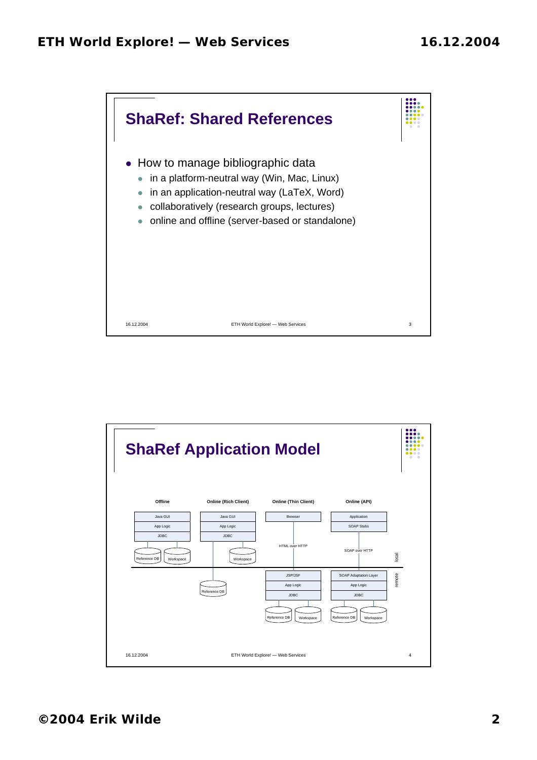## ShaRef: Shared References

- How to manage bibliographic data
  - in a platform-neutral way (Win, Mac, Linux)
  - in an application-neutral way (LaTeX, Word)
  - collaboratively (research groups, lectures)
  - online and offline (server-based or standalone)

## ShaRef Application Model

| Offline | Online (Rich Client) | Online (Thin Client) | Online (API) |
|---|---|---|---|
| Java GUI | Java GUI | Browser | Application |
| App Logic | App Logic | | SOAP Stubs |
| JDBC | JDBC | HTML over HTTP | SOAP over HTTP |
| Reference DB, Workspace | Workspace | | |
| | Reference DB | JSP/JSF | SOAP Adaptation Layer |
| | | App Logic | App Logic |
| | | JDBC | JDBC |
| | | Reference DB, Workspace | Reference DB, Workspace |

local / remote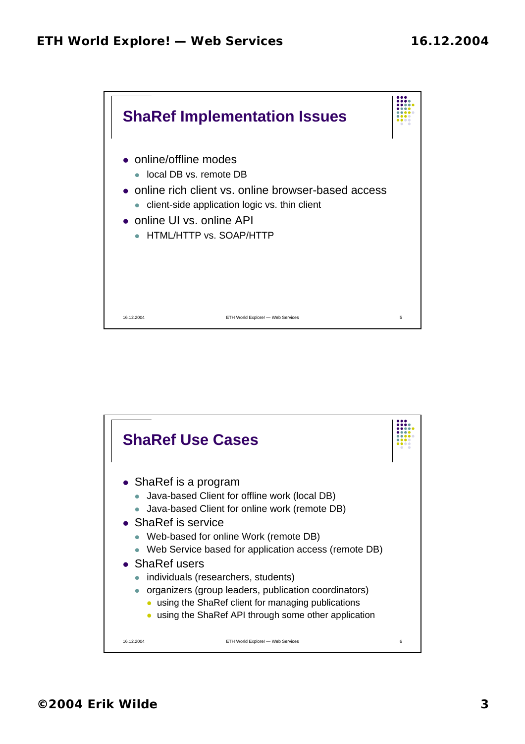## ShaRef Implementation Issues

- online/offline modes
  - local DB vs. remote DB
- online rich client vs. online browser-based access
  - client-side application logic vs. thin client
- online UI vs. online API
  - HTML/HTTP vs. SOAP/HTTP

## ShaRef Use Cases

- ShaRef is a program
  - Java-based Client for offline work (local DB)
  - Java-based Client for online work (remote DB)
- ShaRef is service
  - Web-based for online Work (remote DB)
  - Web Service based for application access (remote DB)
- ShaRef users
  - individuals (researchers, students)
  - organizers (group leaders, publication coordinators)
    - using the ShaRef client for managing publications
    - using the ShaRef API through some other application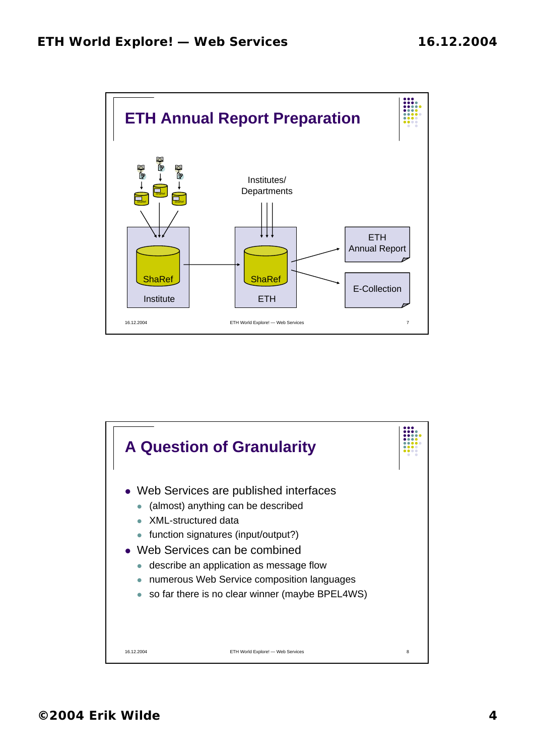## ETH Annual Report Preparation

Institutes/
Departments

ShaRef

Institute

ShaRef

ETH

ETH
Annual Report

E-Collection

## A Question of Granularity

- Web Services are published interfaces
  - (almost) anything can be described
  - XML-structured data
  - function signatures (input/output?)
- Web Services can be combined
  - describe an application as message flow
  - numerous Web Service composition languages
  - so far there is no clear winner (maybe BPEL4WS)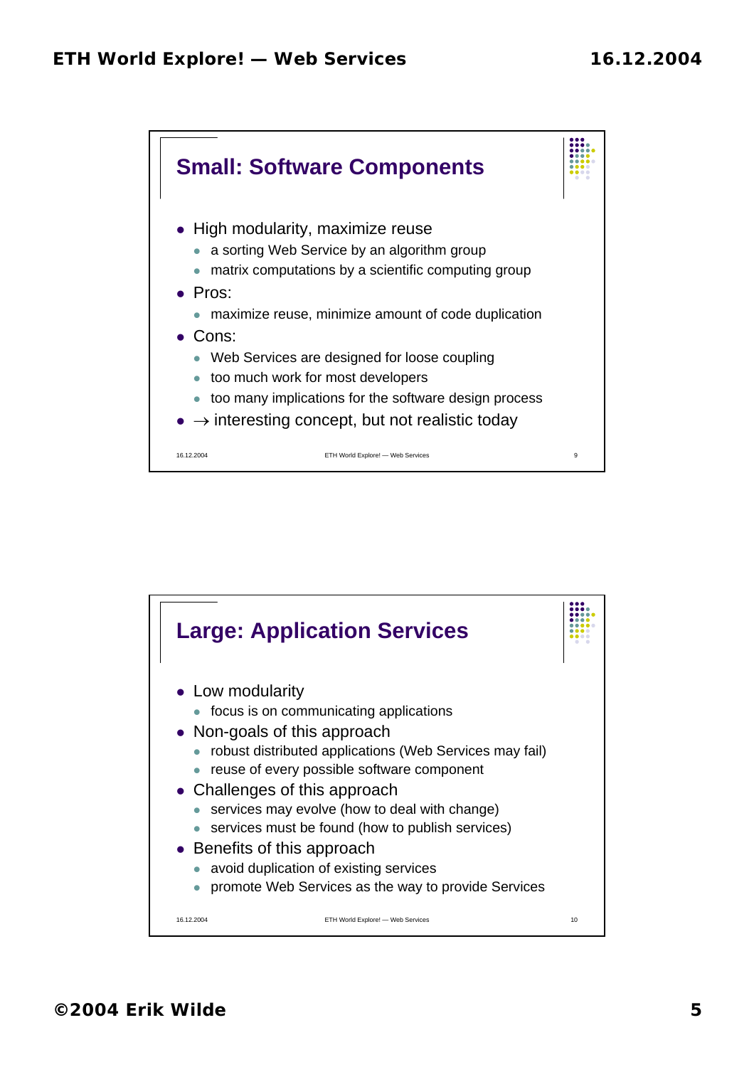## Small: Software Components

- High modularity, maximize reuse
  - a sorting Web Service by an algorithm group
  - matrix computations by a scientific computing group
- Pros:
  - maximize reuse, minimize amount of code duplication
- Cons:
  - Web Services are designed for loose coupling
  - too much work for most developers
  - too many implications for the software design process
- → interesting concept, but not realistic today

## Large: Application Services

- Low modularity
  - focus is on communicating applications
- Non-goals of this approach
  - robust distributed applications (Web Services may fail)
  - reuse of every possible software component
- Challenges of this approach
  - services may evolve (how to deal with change)
  - services must be found (how to publish services)
- Benefits of this approach
  - avoid duplication of existing services
  - promote Web Services as the way to provide Services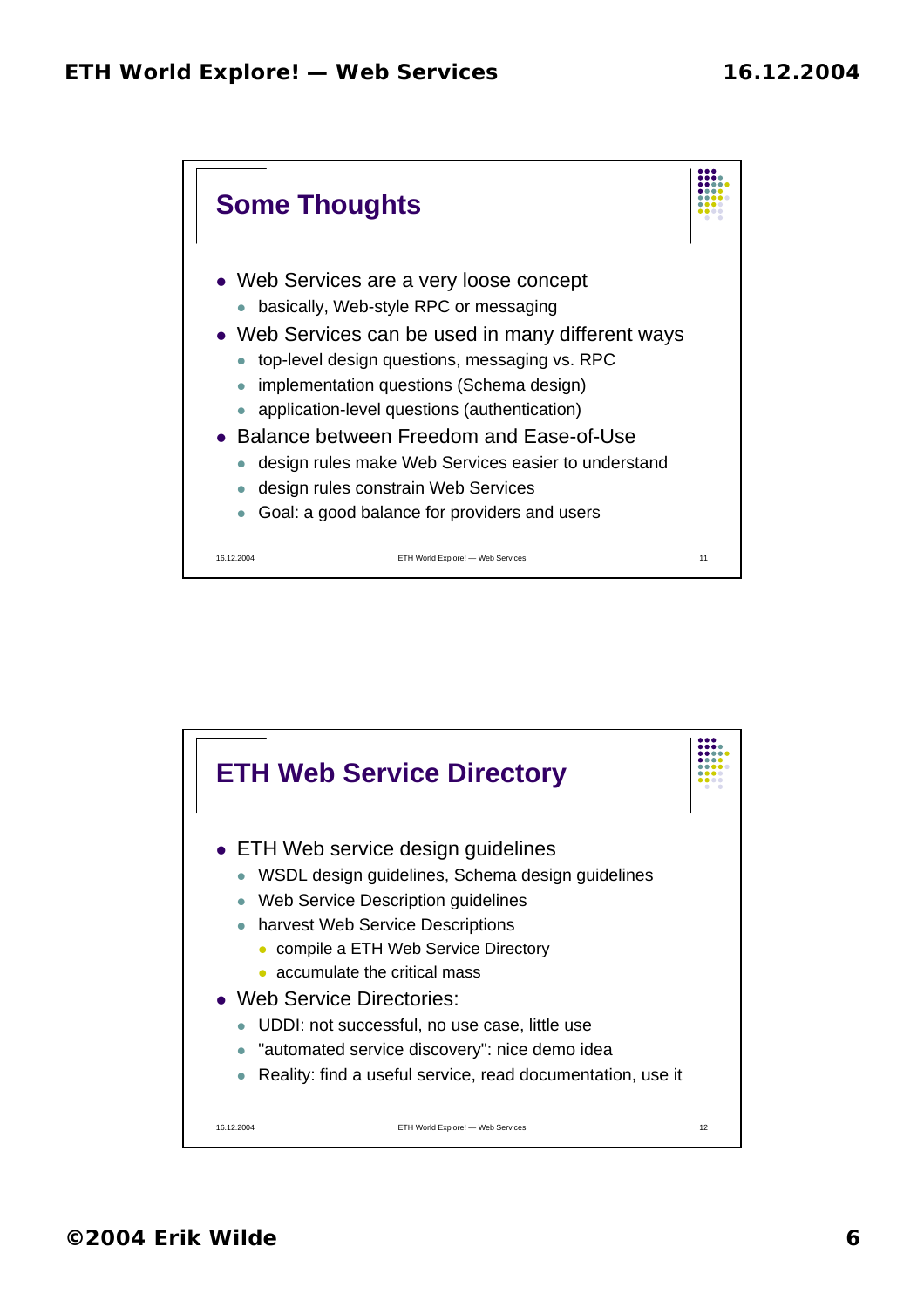## Some Thoughts

- Web Services are a very loose concept
  - basically, Web-style RPC or messaging
- Web Services can be used in many different ways
  - top-level design questions, messaging vs. RPC
  - implementation questions (Schema design)
  - application-level questions (authentication)
- Balance between Freedom and Ease-of-Use
  - design rules make Web Services easier to understand
  - design rules constrain Web Services
  - Goal: a good balance for providers and users

## ETH Web Service Directory

- ETH Web service design guidelines
  - WSDL design guidelines, Schema design guidelines
  - Web Service Description guidelines
  - harvest Web Service Descriptions
    - compile a ETH Web Service Directory
    - accumulate the critical mass
- Web Service Directories:
  - UDDI: not successful, no use case, little use
  - "automated service discovery": nice demo idea
  - Reality: find a useful service, read documentation, use it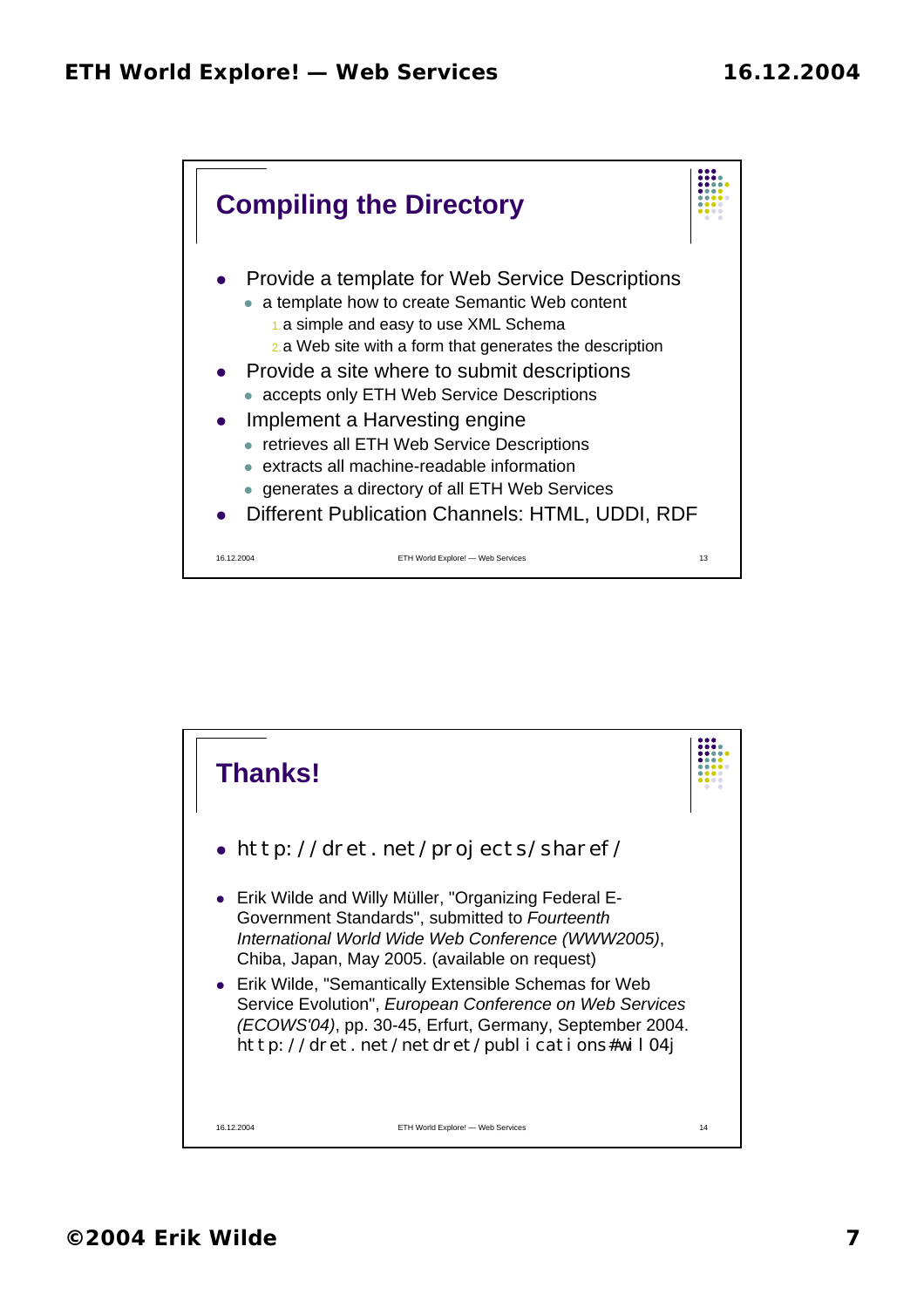## Compiling the Directory

- Provide a template for Web Service Descriptions
  - a template how to create Semantic Web content
    1. a simple and easy to use XML Schema
    2. a Web site with a form that generates the description
- Provide a site where to submit descriptions
  - accepts only ETH Web Service Descriptions
- Implement a Harvesting engine
  - retrieves all ETH Web Service Descriptions
  - extracts all machine-readable information
  - generates a directory of all ETH Web Services
- Different Publication Channels: HTML, UDDI, RDF

## Thanks!

- http://dret.net/projects/sharef/
- Erik Wilde and Willy Müller, "Organizing Federal E-Government Standards", submitted to *Fourteenth International World Wide Web Conference (WWW2005)*, Chiba, Japan, May 2005. (available on request)
- Erik Wilde, "Semantically Extensible Schemas for Web Service Evolution", *European Conference on Web Services (ECOWS'04)*, pp. 30-45, Erfurt, Germany, September 2004. http://dret.net/netdret/publications#wil04j